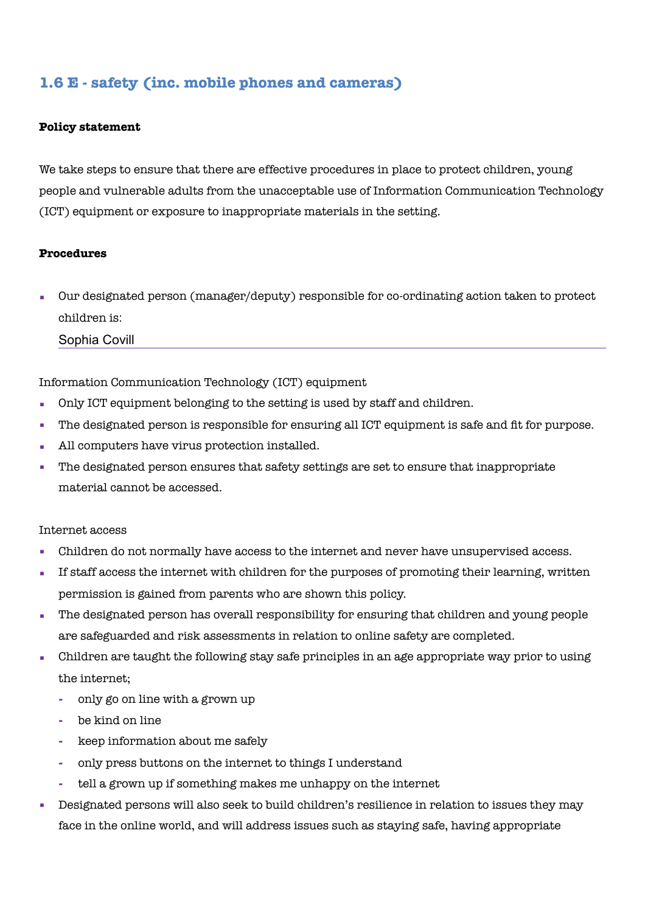## 1.6 E - safety (inc. mobile phones and cameras)

**Policy statement**

We take steps to ensure that there are effective procedures in place to protect children, young people and vulnerable adults from the unacceptable use of Information Communication Technology (ICT) equipment or exposure to inappropriate materials in the setting.

**Procedures**

- Our designated person (manager/deputy) responsible for co-ordinating action taken to protect children is:

  Sophia Covill

Information Communication Technology (ICT) equipment

- Only ICT equipment belonging to the setting is used by staff and children.
- The designated person is responsible for ensuring all ICT equipment is safe and fit for purpose.
- All computers have virus protection installed.
- The designated person ensures that safety settings are set to ensure that inappropriate material cannot be accessed.

Internet access

- Children do not normally have access to the internet and never have unsupervised access.
- If staff access the internet with children for the purposes of promoting their learning, written permission is gained from parents who are shown this policy.
- The designated person has overall responsibility for ensuring that children and young people are safeguarded and risk assessments in relation to online safety are completed.
- Children are taught the following stay safe principles in an age appropriate way prior to using the internet;
  - only go on line with a grown up
  - be kind on line
  - keep information about me safely
  - only press buttons on the internet to things I understand
  - tell a grown up if something makes me unhappy on the internet
- Designated persons will also seek to build children's resilience in relation to issues they may face in the online world, and will address issues such as staying safe, having appropriate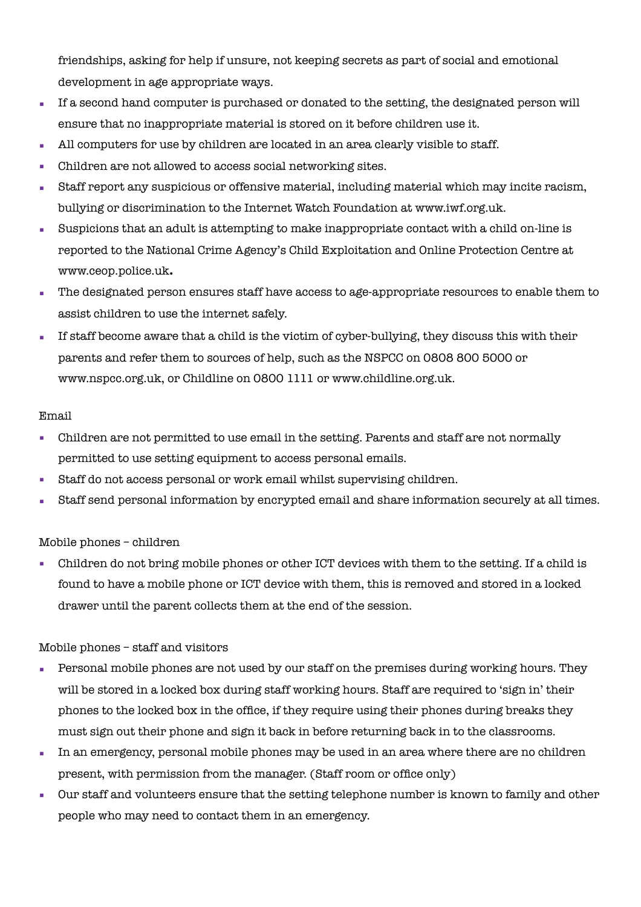friendships, asking for help if unsure, not keeping secrets as part of social and emotional development in age appropriate ways.

- If a second hand computer is purchased or donated to the setting, the designated person will ensure that no inappropriate material is stored on it before children use it.
- All computers for use by children are located in an area clearly visible to staff.
- Children are not allowed to access social networking sites.
- Staff report any suspicious or offensive material, including material which may incite racism, bullying or discrimination to the Internet Watch Foundation at www.iwf.org.uk.
- Suspicions that an adult is attempting to make inappropriate contact with a child on-line is reported to the National Crime Agency's Child Exploitation and Online Protection Centre at www.ceop.police.uk**.**
- The designated person ensures staff have access to age-appropriate resources to enable them to assist children to use the internet safely.
- If staff become aware that a child is the victim of cyber-bullying, they discuss this with their parents and refer them to sources of help, such as the NSPCC on 0808 800 5000 or www.nspcc.org.uk, or Childline on 0800 1111 or www.childline.org.uk.

Email

- Children are not permitted to use email in the setting. Parents and staff are not normally permitted to use setting equipment to access personal emails.
- Staff do not access personal or work email whilst supervising children.
- Staff send personal information by encrypted email and share information securely at all times.

Mobile phones – children

- Children do not bring mobile phones or other ICT devices with them to the setting. If a child is found to have a mobile phone or ICT device with them, this is removed and stored in a locked drawer until the parent collects them at the end of the session.

Mobile phones – staff and visitors

- Personal mobile phones are not used by our staff on the premises during working hours. They will be stored in a locked box during staff working hours. Staff are required to 'sign in' their phones to the locked box in the office, if they require using their phones during breaks they must sign out their phone and sign it back in before returning back in to the classrooms.
- In an emergency, personal mobile phones may be used in an area where there are no children present, with permission from the manager. (Staff room or office only)
- Our staff and volunteers ensure that the setting telephone number is known to family and other people who may need to contact them in an emergency.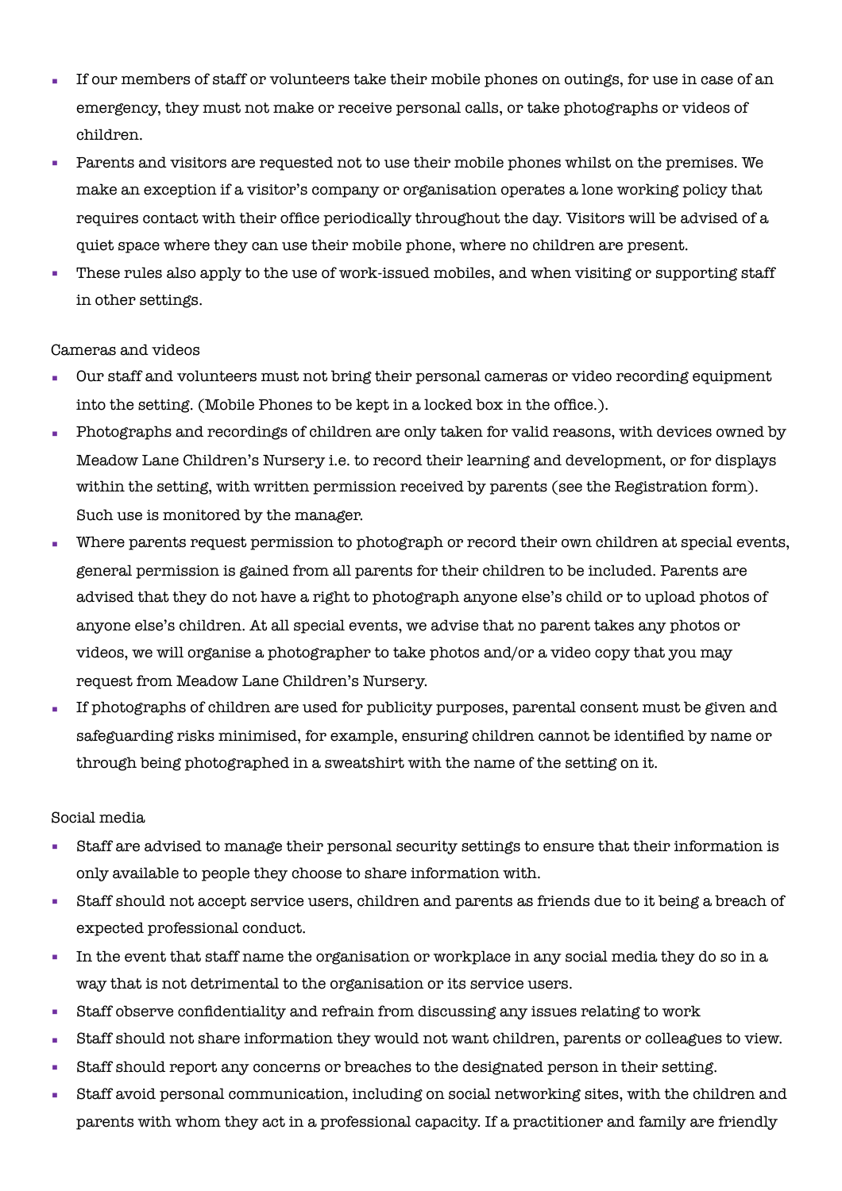- If our members of staff or volunteers take their mobile phones on outings, for use in case of an emergency, they must not make or receive personal calls, or take photographs or videos of children.
- Parents and visitors are requested not to use their mobile phones whilst on the premises. We make an exception if a visitor's company or organisation operates a lone working policy that requires contact with their office periodically throughout the day. Visitors will be advised of a quiet space where they can use their mobile phone, where no children are present.
- These rules also apply to the use of work-issued mobiles, and when visiting or supporting staff in other settings.

Cameras and videos

- Our staff and volunteers must not bring their personal cameras or video recording equipment into the setting. (Mobile Phones to be kept in a locked box in the office.).
- Photographs and recordings of children are only taken for valid reasons, with devices owned by Meadow Lane Children's Nursery i.e. to record their learning and development, or for displays within the setting, with written permission received by parents (see the Registration form). Such use is monitored by the manager.
- Where parents request permission to photograph or record their own children at special events, general permission is gained from all parents for their children to be included. Parents are advised that they do not have a right to photograph anyone else's child or to upload photos of anyone else's children. At all special events, we advise that no parent takes any photos or videos, we will organise a photographer to take photos and/or a video copy that you may request from Meadow Lane Children's Nursery.
- If photographs of children are used for publicity purposes, parental consent must be given and safeguarding risks minimised, for example, ensuring children cannot be identified by name or through being photographed in a sweatshirt with the name of the setting on it.

Social media

- Staff are advised to manage their personal security settings to ensure that their information is only available to people they choose to share information with.
- Staff should not accept service users, children and parents as friends due to it being a breach of expected professional conduct.
- In the event that staff name the organisation or workplace in any social media they do so in a way that is not detrimental to the organisation or its service users.
- Staff observe confidentiality and refrain from discussing any issues relating to work
- Staff should not share information they would not want children, parents or colleagues to view.
- Staff should report any concerns or breaches to the designated person in their setting.
- Staff avoid personal communication, including on social networking sites, with the children and parents with whom they act in a professional capacity. If a practitioner and family are friendly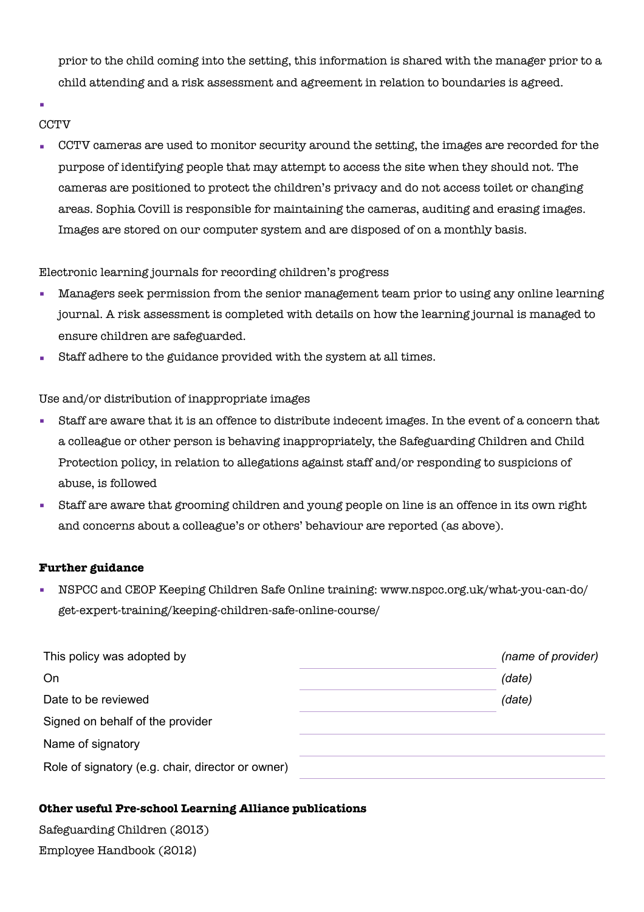prior to the child coming into the setting, this information is shared with the manager prior to a child attending and a risk assessment and agreement in relation to boundaries is agreed.

CCTV

- CCTV cameras are used to monitor security around the setting, the images are recorded for the purpose of identifying people that may attempt to access the site when they should not. The cameras are positioned to protect the children's privacy and do not access toilet or changing areas. Sophia Covill is responsible for maintaining the cameras, auditing and erasing images. Images are stored on our computer system and are disposed of on a monthly basis.

Electronic learning journals for recording children's progress

- Managers seek permission from the senior management team prior to using any online learning journal. A risk assessment is completed with details on how the learning journal is managed to ensure children are safeguarded.
- Staff adhere to the guidance provided with the system at all times.

Use and/or distribution of inappropriate images

- Staff are aware that it is an offence to distribute indecent images. In the event of a concern that a colleague or other person is behaving inappropriately, the Safeguarding Children and Child Protection policy, in relation to allegations against staff and/or responding to suspicions of abuse, is followed
- Staff are aware that grooming children and young people on line is an offence in its own right and concerns about a colleague's or others' behaviour are reported (as above).

**Further guidance**

- NSPCC and CEOP Keeping Children Safe Online training: www.nspcc.org.uk/what-you-can-do/get-expert-training/keeping-children-safe-online-course/

| | | |
|---|---|---|
| This policy was adopted by | | *(name of provider)* |
| On | | *(date)* |
| Date to be reviewed | | *(date)* |
| Signed on behalf of the provider | | |
| Name of signatory | | |
| Role of signatory (e.g. chair, director or owner) | | |

**Other useful Pre-school Learning Alliance publications**

Safeguarding Children (2013)

Employee Handbook (2012)